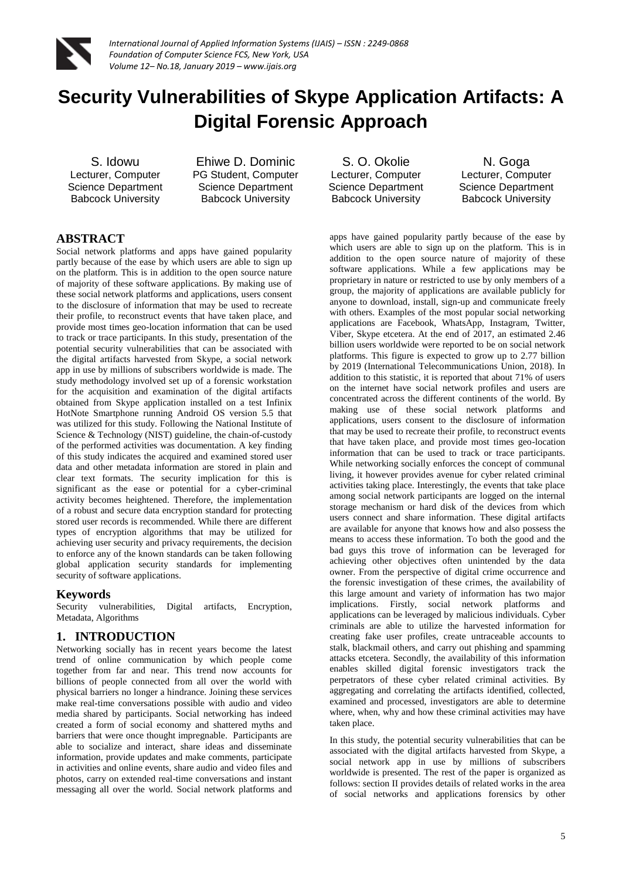# Security Vulnerabilities of Skype Application Artifacts: A Digital Forensic Approach

S. Idowu
Lecturer, Computer Science Department
Babcock University

Ehiwe D. Dominic
PG Student, Computer Science Department
Babcock University

S. O. Okolie
Lecturer, Computer Science Department
Babcock University

N. Goga
Lecturer, Computer Science Department
Babcock University

## ABSTRACT

Social network platforms and apps have gained popularity partly because of the ease by which users are able to sign up on the platform. This is in addition to the open source nature of majority of these software applications. By making use of these social network platforms and applications, users consent to the disclosure of information that may be used to recreate their profile, to reconstruct events that have taken place, and provide most times geo-location information that can be used to track or trace participants. In this study, presentation of the potential security vulnerabilities that can be associated with the digital artifacts harvested from Skype, a social network app in use by millions of subscribers worldwide is made. The study methodology involved set up of a forensic workstation for the acquisition and examination of the digital artifacts obtained from Skype application installed on a test Infinix HotNote Smartphone running Android OS version 5.5 that was utilized for this study. Following the National Institute of Science & Technology (NIST) guideline, the chain-of-custody of the performed activities was documentation. A key finding of this study indicates the acquired and examined stored user data and other metadata information are stored in plain and clear text formats. The security implication for this is significant as the ease or potential for a cyber-criminal activity becomes heightened. Therefore, the implementation of a robust and secure data encryption standard for protecting stored user records is recommended. While there are different types of encryption algorithms that may be utilized for achieving user security and privacy requirements, the decision to enforce any of the known standards can be taken following global application security standards for implementing security of software applications.

## Keywords

Security vulnerabilities, Digital artifacts, Encryption, Metadata, Algorithms

## 1. INTRODUCTION

Networking socially has in recent years become the latest trend of online communication by which people come together from far and near. This trend now accounts for billions of people connected from all over the world with physical barriers no longer a hindrance. Joining these services make real-time conversations possible with audio and video media shared by participants. Social networking has indeed created a form of social economy and shattered myths and barriers that were once thought impregnable. Participants are able to socialize and interact, share ideas and disseminate information, provide updates and make comments, participate in activities and online events, share audio and video files and photos, carry on extended real-time conversations and instant messaging all over the world. Social network platforms and apps have gained popularity partly because of the ease by which users are able to sign up on the platform. This is in addition to the open source nature of majority of these software applications. While a few applications may be proprietary in nature or restricted to use by only members of a group, the majority of applications are available publicly for anyone to download, install, sign-up and communicate freely with others. Examples of the most popular social networking applications are Facebook, WhatsApp, Instagram, Twitter, Viber, Skype etcetera. At the end of 2017, an estimated 2.46 billion users worldwide were reported to be on social network platforms. This figure is expected to grow up to 2.77 billion by 2019 (International Telecommunications Union, 2018). In addition to this statistic, it is reported that about 71% of users on the internet have social network profiles and users are concentrated across the different continents of the world. By making use of these social network platforms and applications, users consent to the disclosure of information that may be used to recreate their profile, to reconstruct events that have taken place, and provide most times geo-location information that can be used to track or trace participants. While networking socially enforces the concept of communal living, it however provides avenue for cyber related criminal activities taking place. Interestingly, the events that take place among social network participants are logged on the internal storage mechanism or hard disk of the devices from which users connect and share information. These digital artifacts are available for anyone that knows how and also possess the means to access these information. To both the good and the bad guys this trove of information can be leveraged for achieving other objectives often unintended by the data owner. From the perspective of digital crime occurrence and the forensic investigation of these crimes, the availability of this large amount and variety of information has two major implications. Firstly, social network platforms and applications can be leveraged by malicious individuals. Cyber criminals are able to utilize the harvested information for creating fake user profiles, create untraceable accounts to stalk, blackmail others, and carry out phishing and spamming attacks etcetera. Secondly, the availability of this information enables skilled digital forensic investigators track the perpetrators of these cyber related criminal activities. By aggregating and correlating the artifacts identified, collected, examined and processed, investigators are able to determine where, when, why and how these criminal activities may have taken place.

In this study, the potential security vulnerabilities that can be associated with the digital artifacts harvested from Skype, a social network app in use by millions of subscribers worldwide is presented. The rest of the paper is organized as follows: section II provides details of related works in the area of social networks and applications forensics by other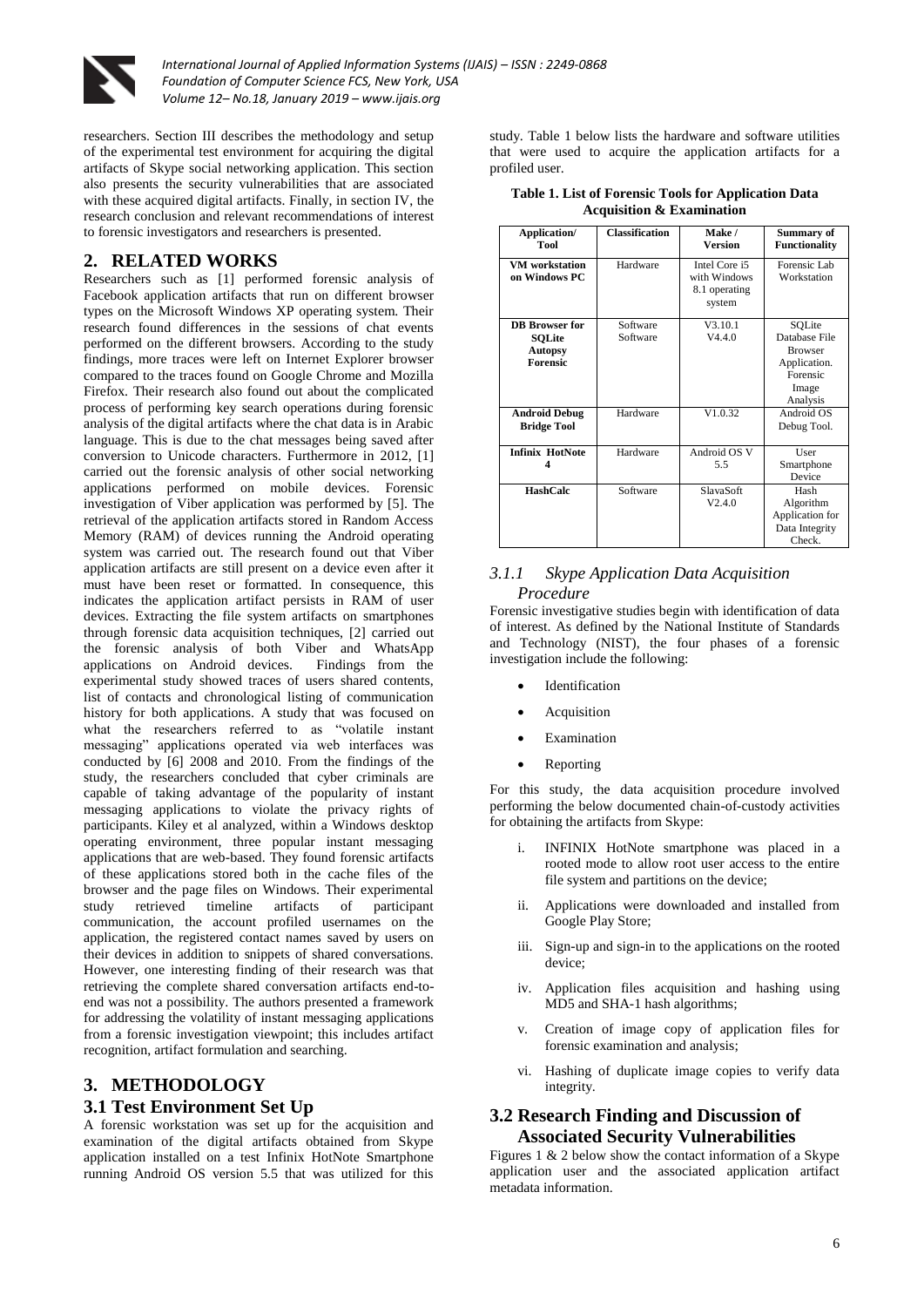researchers. Section III describes the methodology and setup of the experimental test environment for acquiring the digital artifacts of Skype social networking application. This section also presents the security vulnerabilities that are associated with these acquired digital artifacts. Finally, in section IV, the research conclusion and relevant recommendations of interest to forensic investigators and researchers is presented.

## 2. RELATED WORKS

Researchers such as [1] performed forensic analysis of Facebook application artifacts that run on different browser types on the Microsoft Windows XP operating system. Their research found differences in the sessions of chat events performed on the different browsers. According to the study findings, more traces were left on Internet Explorer browser compared to the traces found on Google Chrome and Mozilla Firefox. Their research also found out about the complicated process of performing key search operations during forensic analysis of the digital artifacts where the chat data is in Arabic language. This is due to the chat messages being saved after conversion to Unicode characters. Furthermore in 2012, [1] carried out the forensic analysis of other social networking applications performed on mobile devices. Forensic investigation of Viber application was performed by [5]. The retrieval of the application artifacts stored in Random Access Memory (RAM) of devices running the Android operating system was carried out. The research found out that Viber application artifacts are still present on a device even after it must have been reset or formatted. In consequence, this indicates the application artifact persists in RAM of user devices. Extracting the file system artifacts on smartphones through forensic data acquisition techniques, [2] carried out the forensic analysis of both Viber and WhatsApp applications on Android devices. Findings from the experimental study showed traces of users shared contents, list of contacts and chronological listing of communication history for both applications. A study that was focused on what the researchers referred to as "volatile instant messaging" applications operated via web interfaces was conducted by [6] 2008 and 2010. From the findings of the study, the researchers concluded that cyber criminals are capable of taking advantage of the popularity of instant messaging applications to violate the privacy rights of participants. Kiley et al analyzed, within a Windows desktop operating environment, three popular instant messaging applications that are web-based. They found forensic artifacts of these applications stored both in the cache files of the browser and the page files on Windows. Their experimental study retrieved timeline artifacts of participant communication, the account profiled usernames on the application, the registered contact names saved by users on their devices in addition to snippets of shared conversations. However, one interesting finding of their research was that retrieving the complete shared conversation artifacts end-to-end was not a possibility. The authors presented a framework for addressing the volatility of instant messaging applications from a forensic investigation viewpoint; this includes artifact recognition, artifact formulation and searching.

## 3. METHODOLOGY

### 3.1 Test Environment Set Up

A forensic workstation was set up for the acquisition and examination of the digital artifacts obtained from Skype application installed on a test Infinix HotNote Smartphone running Android OS version 5.5 that was utilized for this study. Table 1 below lists the hardware and software utilities that were used to acquire the application artifacts for a profiled user.

**Table 1. List of Forensic Tools for Application Data Acquisition & Examination**

| Application/ Tool | Classification | Make / Version | Summary of Functionality |
|---|---|---|---|
| **VM workstation on Windows PC** | Hardware | Intel Core i5 with Windows 8.1 operating system | Forensic Lab Workstation |
| **DB Browser for SQLite Autopsy Forensic** | Software Software | V3.10.1 V4.4.0 | SQLite Database File Browser Application. Forensic Image Analysis |
| **Android Debug Bridge Tool** | Hardware | V1.0.32 | Android OS Debug Tool. |
| **Infinix HotNote 4** | Hardware | Android OS V 5.5 | User Smartphone Device |
| **HashCalc** | Software | SlavaSoft V2.4.0 | Hash Algorithm Application for Data Integrity Check. |

#### 3.1.1 *Skype Application Data Acquisition Procedure*

Forensic investigative studies begin with identification of data of interest. As defined by the National Institute of Standards and Technology (NIST), the four phases of a forensic investigation include the following:

- Identification
- Acquisition
- Examination
- Reporting

For this study, the data acquisition procedure involved performing the below documented chain-of-custody activities for obtaining the artifacts from Skype:

i. INFINIX HotNote smartphone was placed in a rooted mode to allow root user access to the entire file system and partitions on the device;

ii. Applications were downloaded and installed from Google Play Store;

iii. Sign-up and sign-in to the applications on the rooted device;

iv. Application files acquisition and hashing using MD5 and SHA-1 hash algorithms;

v. Creation of image copy of application files for forensic examination and analysis;

vi. Hashing of duplicate image copies to verify data integrity.

### 3.2 Research Finding and Discussion of Associated Security Vulnerabilities

Figures 1 & 2 below show the contact information of a Skype application user and the associated application artifact metadata information.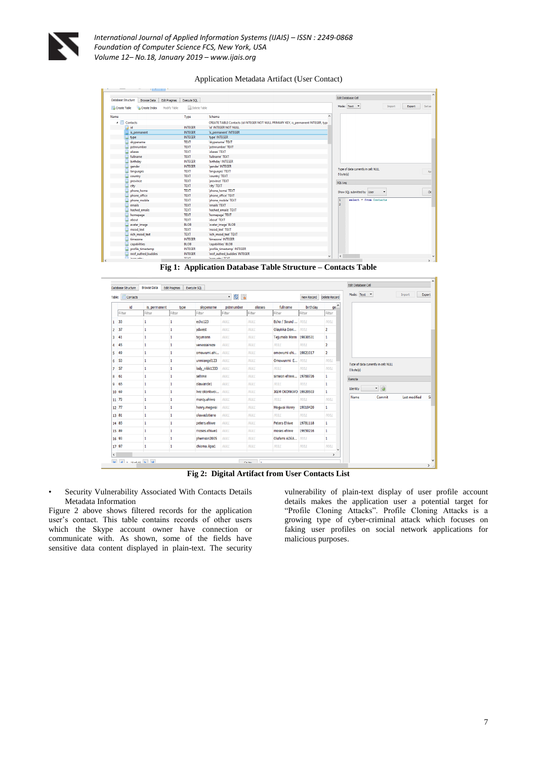Application Metadata Artifact (User Contact)

**Fig 1: Application Database Table Structure – Contacts Table**

**Fig 2: Digital Artifact from User Contacts List**

- Security Vulnerability Associated With Contacts Details Metadata Information

Figure 2 above shows filtered records for the application user's contact. This table contains records of other users which the Skype account owner have connection or communicate with. As shown, some of the fields have sensitive data content displayed in plain-text. The security vulnerability of plain-text display of user profile account details makes the application user a potential target for "Profile Cloning Attacks". Profile Cloning Attacks is a growing type of cyber-criminal attack which focuses on faking user profiles on social network applications for malicious purposes.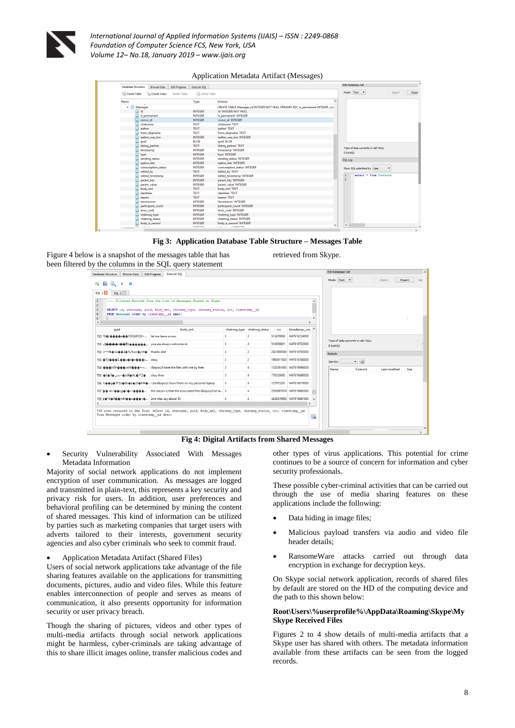Application Metadata Artifact (Messages)

**Fig 3: Application Database Table Structure – Messages Table**

Figure 4 below is a snapshot of the messages table that has been filtered by the columns in the SQL query statement retrieved from Skype.

**Fig 4: Digital Artifacts from Shared Messages**

- Security Vulnerability Associated With Messages Metadata Information

Majority of social network applications do not implement encryption of user communication. As messages are logged and transmitted in plain-text, this represents a key security and privacy risk for users. In addition, user preferences and behavioral profiling can be determined by mining the content of shared messages. This kind of information can be utilized by parties such as marketing companies that target users with adverts tailored to their interests, government security agencies and also cyber criminals who seek to commit fraud.

- Application Metadata Artifact (Shared Files)

Users of social network applications take advantage of the file sharing features available on the applications for transmitting documents, pictures, audio and video files. While this feature enables interconnection of people and serves as means of communication, it also presents opportunity for information security or user privacy breach.

Though the sharing of pictures, videos and other types of multi-media artifacts through social network applications might be harmless, cyber-criminals are taking advantage of this to share illicit images online, transfer malicious codes and other types of virus applications. This potential for crime continues to be a source of concern for information and cyber security professionals.

These possible cyber-criminal activities that can be carried out through the use of media sharing features on these applications include the following:

- Data hiding in image files;
- Malicious payload transfers via audio and video file header details;
- RansomeWare attacks carried out through data encryption in exchange for decryption keys.

On Skype social network application, records of shared files by default are stored on the HD of the computing device and the path to this shown below:

**Root\Users\%userprofile%\AppData\Roaming\Skype\My Skype Received Files**

Figures 2 to 4 show details of multi-media artifacts that a Skype user has shared with others. The metadata information available from these artifacts can be seen from the logged records.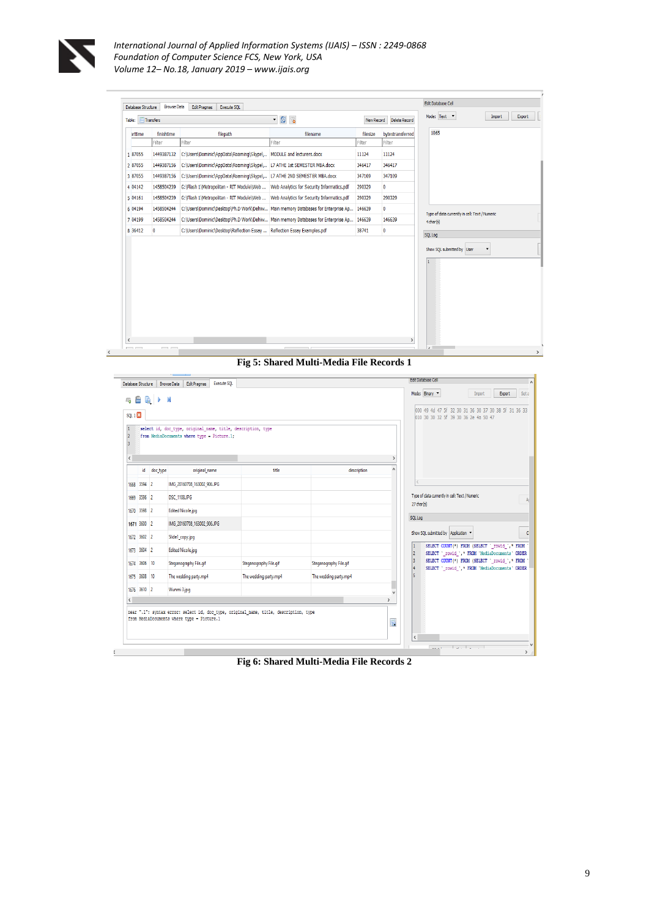Fig 5: Shared Multi-Media File Records 1

Fig 6: Shared Multi-Media File Records 2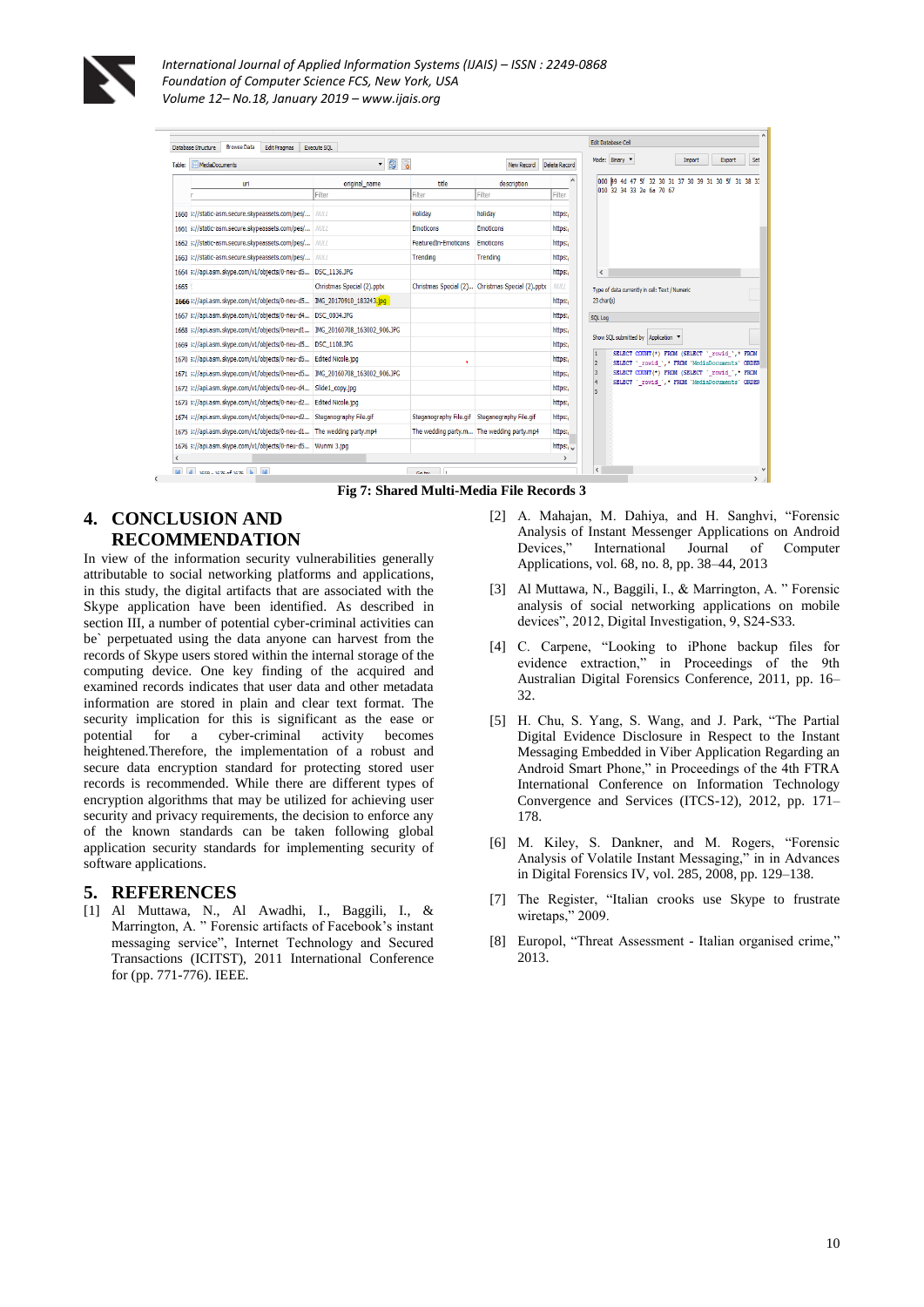Fig 7: Shared Multi-Media File Records 3

## 4. CONCLUSION AND RECOMMENDATION

In view of the information security vulnerabilities generally attributable to social networking platforms and applications, in this study, the digital artifacts that are associated with the Skype application have been identified. As described in section III, a number of potential cyber-criminal activities can be` perpetuated using the data anyone can harvest from the records of Skype users stored within the internal storage of the computing device. One key finding of the acquired and examined records indicates that user data and other metadata information are stored in plain and clear text format. The security implication for this is significant as the ease or potential for a cyber-criminal activity becomes heightened.Therefore, the implementation of a robust and secure data encryption standard for protecting stored user records is recommended. While there are different types of encryption algorithms that may be utilized for achieving user security and privacy requirements, the decision to enforce any of the known standards can be taken following global application security standards for implementing security of software applications.

## 5. REFERENCES

[1] Al Muttawa, N., Al Awadhi, I., Baggili, I., & Marrington, A. " Forensic artifacts of Facebook's instant messaging service", Internet Technology and Secured Transactions (ICITST), 2011 International Conference for (pp. 771-776). IEEE.

[2] A. Mahajan, M. Dahiya, and H. Sanghvi, "Forensic Analysis of Instant Messenger Applications on Android Devices," International Journal of Computer Applications, vol. 68, no. 8, pp. 38–44, 2013

[3] Al Muttawa, N., Baggili, I., & Marrington, A. " Forensic analysis of social networking applications on mobile devices", 2012, Digital Investigation, 9, S24-S33.

[4] C. Carpene, "Looking to iPhone backup files for evidence extraction," in Proceedings of the 9th Australian Digital Forensics Conference, 2011, pp. 16–32.

[5] H. Chu, S. Yang, S. Wang, and J. Park, "The Partial Digital Evidence Disclosure in Respect to the Instant Messaging Embedded in Viber Application Regarding an Android Smart Phone," in Proceedings of the 4th FTRA International Conference on Information Technology Convergence and Services (ITCS-12), 2012, pp. 171–178.

[6] M. Kiley, S. Dankner, and M. Rogers, "Forensic Analysis of Volatile Instant Messaging," in in Advances in Digital Forensics IV, vol. 285, 2008, pp. 129–138.

[7] The Register, "Italian crooks use Skype to frustrate wiretaps," 2009.

[8] Europol, "Threat Assessment - Italian organised crime," 2013.